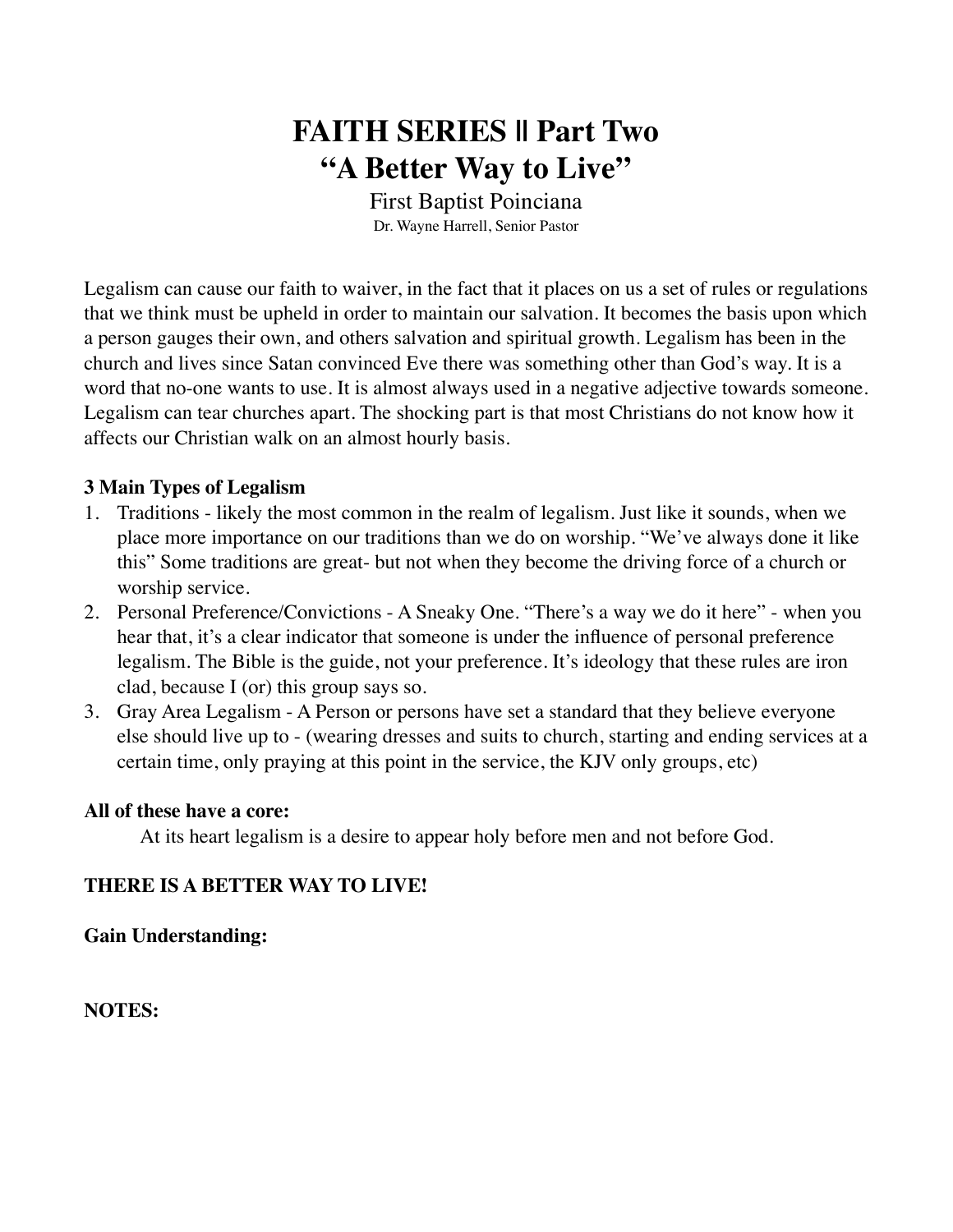# FAITH SERIES || Part Two
# "A Better Way to Live"

First Baptist Poinciana

Dr. Wayne Harrell, Senior Pastor

Legalism can cause our faith to waiver, in the fact that it places on us a set of rules or regulations that we think must be upheld in order to maintain our salvation. It becomes the basis upon which a person gauges their own, and others salvation and spiritual growth. Legalism has been in the church and lives since Satan convinced Eve there was something other than God's way. It is a word that no-one wants to use. It is almost always used in a negative adjective towards someone. Legalism can tear churches apart. The shocking part is that most Christians do not know how it affects our Christian walk on an almost hourly basis.

**3 Main Types of Legalism**

1. Traditions - likely the most common in the realm of legalism. Just like it sounds, when we place more importance on our traditions than we do on worship. "We've always done it like this" Some traditions are great- but not when they become the driving force of a church or worship service.
2. Personal Preference/Convictions - A Sneaky One. "There's a way we do it here" - when you hear that, it's a clear indicator that someone is under the influence of personal preference legalism. The Bible is the guide, not your preference. It's ideology that these rules are iron clad, because I (or) this group says so.
3. Gray Area Legalism - A Person or persons have set a standard that they believe everyone else should live up to - (wearing dresses and suits to church, starting and ending services at a certain time, only praying at this point in the service, the KJV only groups, etc)

**All of these have a core:**

At its heart legalism is a desire to appear holy before men and not before God.

**THERE IS A BETTER WAY TO LIVE!**

**Gain Understanding:**

**NOTES:**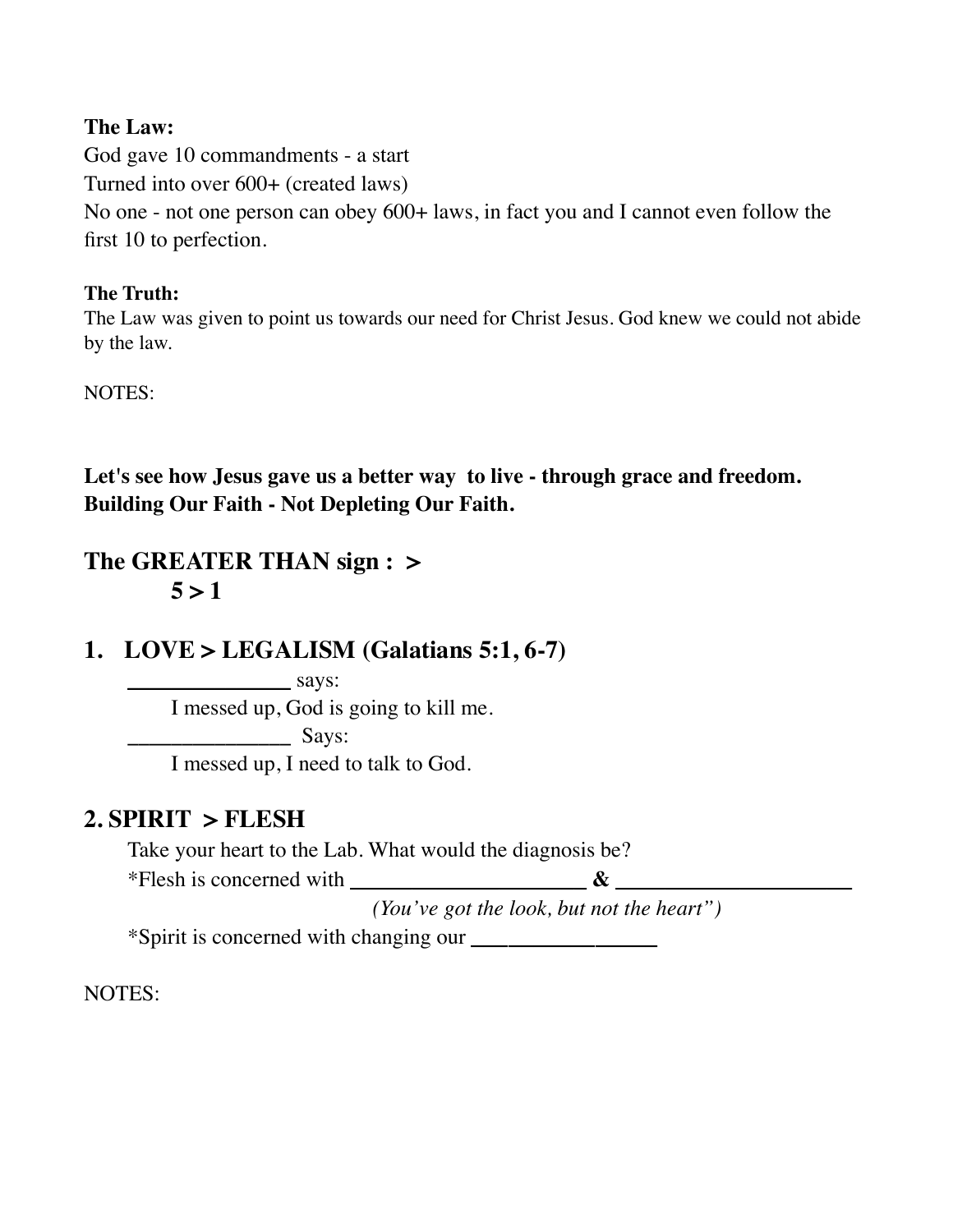**The Law:**
God gave 10 commandments - a start
Turned into over 600+ (created laws)
No one - not one person can obey 600+ laws, in fact you and I cannot even follow the first 10 to perfection.

**The Truth:**
The Law was given to point us towards our need for Christ Jesus. God knew we could not abide by the law.

NOTES:

**Let's see how Jesus gave us a better way to live - through grace and freedom.**
**Building Our Faith - Not Depleting Our Faith.**

## The GREATER THAN sign : >
## 5 > 1

## 1. LOVE > LEGALISM (Galatians 5:1, 6-7)

______________ says:

I messed up, God is going to kill me.

______________ Says:

I messed up, I need to talk to God.

## 2. SPIRIT > FLESH

Take your heart to the Lab. What would the diagnosis be?

*Flesh is concerned with ______________________ & ______________________

*(You've got the look, but not the heart")*

*Spirit is concerned with changing our _________________

NOTES: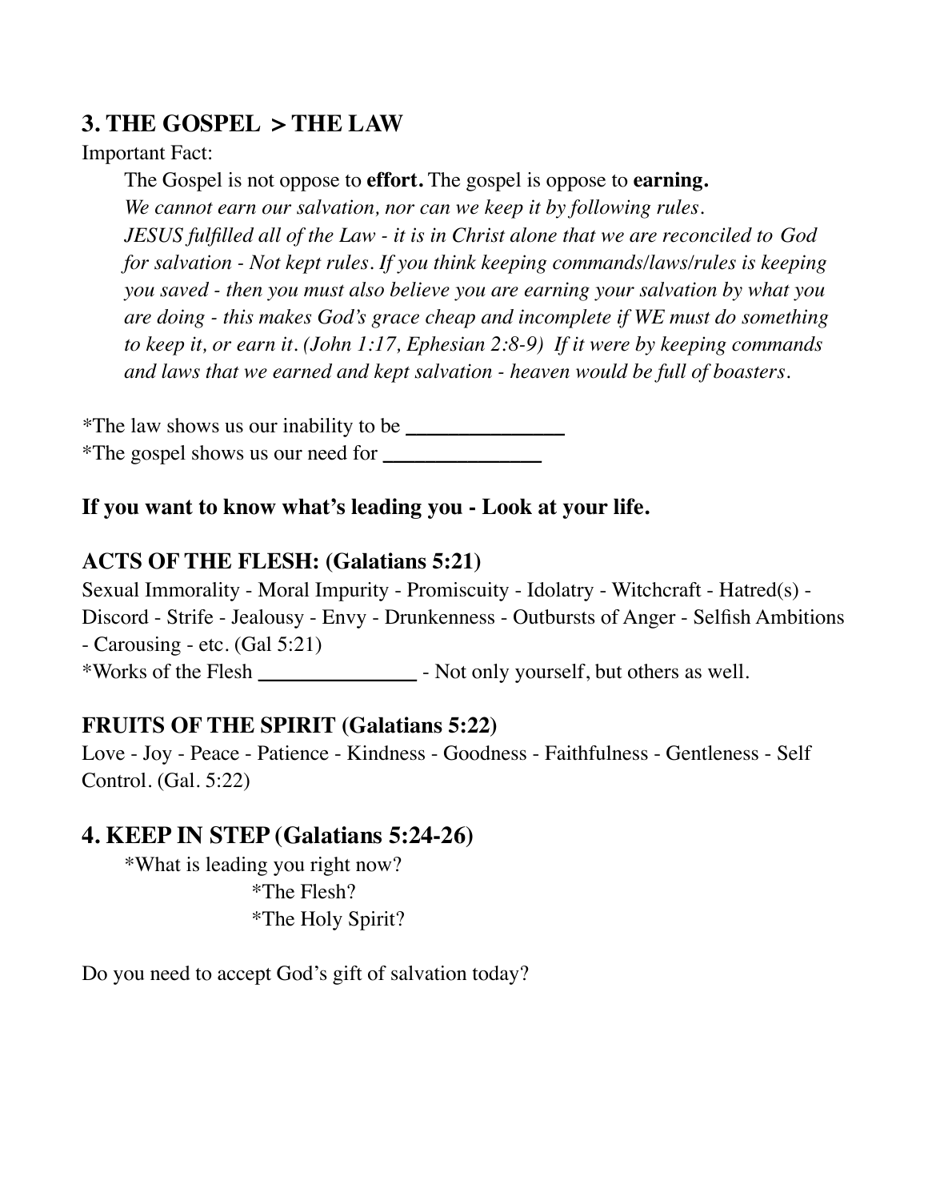## 3. THE GOSPEL > THE LAW

Important Fact:

> The Gospel is not oppose to **effort.** The gospel is oppose to **earning.**
> *We cannot earn our salvation, nor can we keep it by following rules.*
> *JESUS fulfilled all of the Law - it is in Christ alone that we are reconciled to God for salvation - Not kept rules. If you think keeping commands/laws/rules is keeping you saved - then you must also believe you are earning your salvation by what you are doing - this makes God's grace cheap and incomplete if WE must do something to keep it, or earn it. (John 1:17, Ephesian 2:8-9) If it were by keeping commands and laws that we earned and kept salvation - heaven would be full of boasters.*

*The law shows us our inability to be ______________
*The gospel shows us our need for ______________

**If you want to know what's leading you - Look at your life.**

### ACTS OF THE FLESH: (Galatians 5:21)

Sexual Immorality - Moral Impurity - Promiscuity - Idolatry - Witchcraft - Hatred(s) - Discord - Strife - Jealousy - Envy - Drunkenness - Outbursts of Anger - Selfish Ambitions - Carousing - etc. (Gal 5:21)
*Works of the Flesh ______________ - Not only yourself, but others as well.

### FRUITS OF THE SPIRIT (Galatians 5:22)

Love - Joy - Peace - Patience - Kindness - Goodness - Faithfulness - Gentleness - Self Control. (Gal. 5:22)

## 4. KEEP IN STEP (Galatians 5:24-26)

*What is leading you right now?
*The Flesh?
*The Holy Spirit?

Do you need to accept God's gift of salvation today?